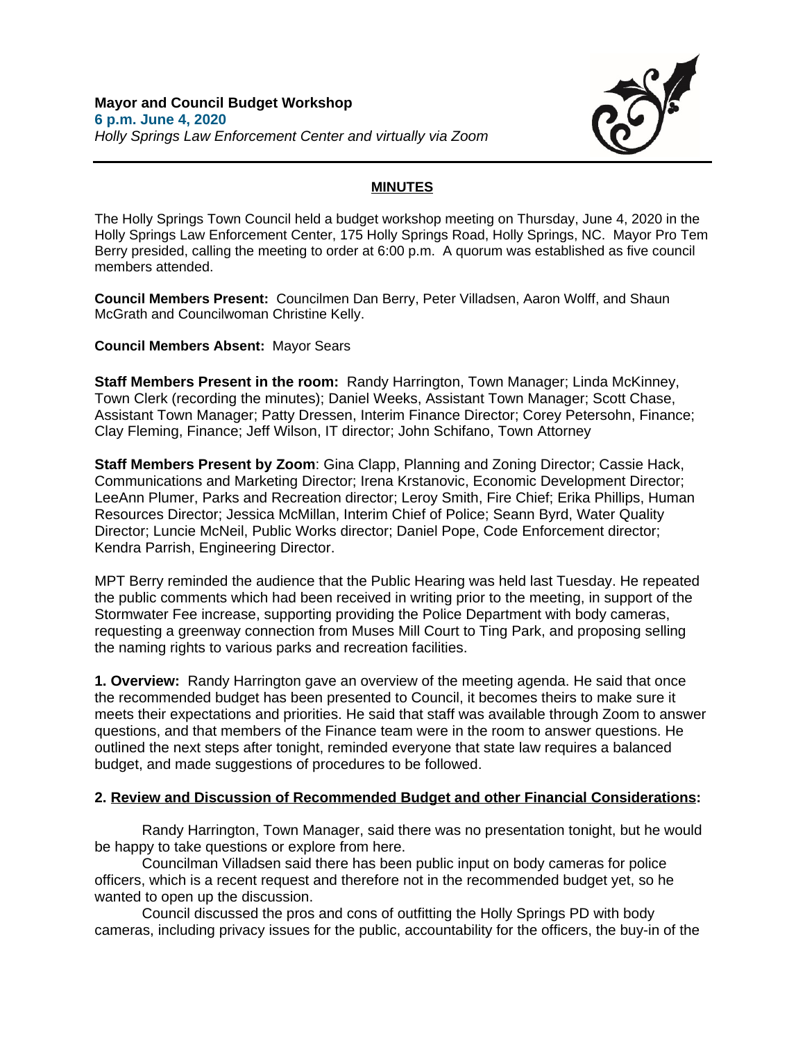**Mayor and Council Budget Workshop**
**6 p.m. June 4, 2020**
*Holly Springs Law Enforcement Center and virtually via Zoom*

# MINUTES

The Holly Springs Town Council held a budget workshop meeting on Thursday, June 4, 2020 in the Holly Springs Law Enforcement Center, 175 Holly Springs Road, Holly Springs, NC. Mayor Pro Tem Berry presided, calling the meeting to order at 6:00 p.m. A quorum was established as five council members attended.

**Council Members Present:** Councilmen Dan Berry, Peter Villadsen, Aaron Wolff, and Shaun McGrath and Councilwoman Christine Kelly.

**Council Members Absent:** Mayor Sears

**Staff Members Present in the room:** Randy Harrington, Town Manager; Linda McKinney, Town Clerk (recording the minutes); Daniel Weeks, Assistant Town Manager; Scott Chase, Assistant Town Manager; Patty Dressen, Interim Finance Director; Corey Petersohn, Finance; Clay Fleming, Finance; Jeff Wilson, IT director; John Schifano, Town Attorney

**Staff Members Present by Zoom**: Gina Clapp, Planning and Zoning Director; Cassie Hack, Communications and Marketing Director; Irena Krstanovic, Economic Development Director; LeeAnn Plumer, Parks and Recreation director; Leroy Smith, Fire Chief; Erika Phillips, Human Resources Director; Jessica McMillan, Interim Chief of Police; Seann Byrd, Water Quality Director; Luncie McNeil, Public Works director; Daniel Pope, Code Enforcement director; Kendra Parrish, Engineering Director.

MPT Berry reminded the audience that the Public Hearing was held last Tuesday. He repeated the public comments which had been received in writing prior to the meeting, in support of the Stormwater Fee increase, supporting providing the Police Department with body cameras, requesting a greenway connection from Muses Mill Court to Ting Park, and proposing selling the naming rights to various parks and recreation facilities.

**1. Overview:** Randy Harrington gave an overview of the meeting agenda. He said that once the recommended budget has been presented to Council, it becomes theirs to make sure it meets their expectations and priorities. He said that staff was available through Zoom to answer questions, and that members of the Finance team were in the room to answer questions. He outlined the next steps after tonight, reminded everyone that state law requires a balanced budget, and made suggestions of procedures to be followed.

**2. <u>Review and Discussion of Recommended Budget and other Financial Considerations</u>:**

Randy Harrington, Town Manager, said there was no presentation tonight, but he would be happy to take questions or explore from here.

Councilman Villadsen said there has been public input on body cameras for police officers, which is a recent request and therefore not in the recommended budget yet, so he wanted to open up the discussion.

Council discussed the pros and cons of outfitting the Holly Springs PD with body cameras, including privacy issues for the public, accountability for the officers, the buy-in of the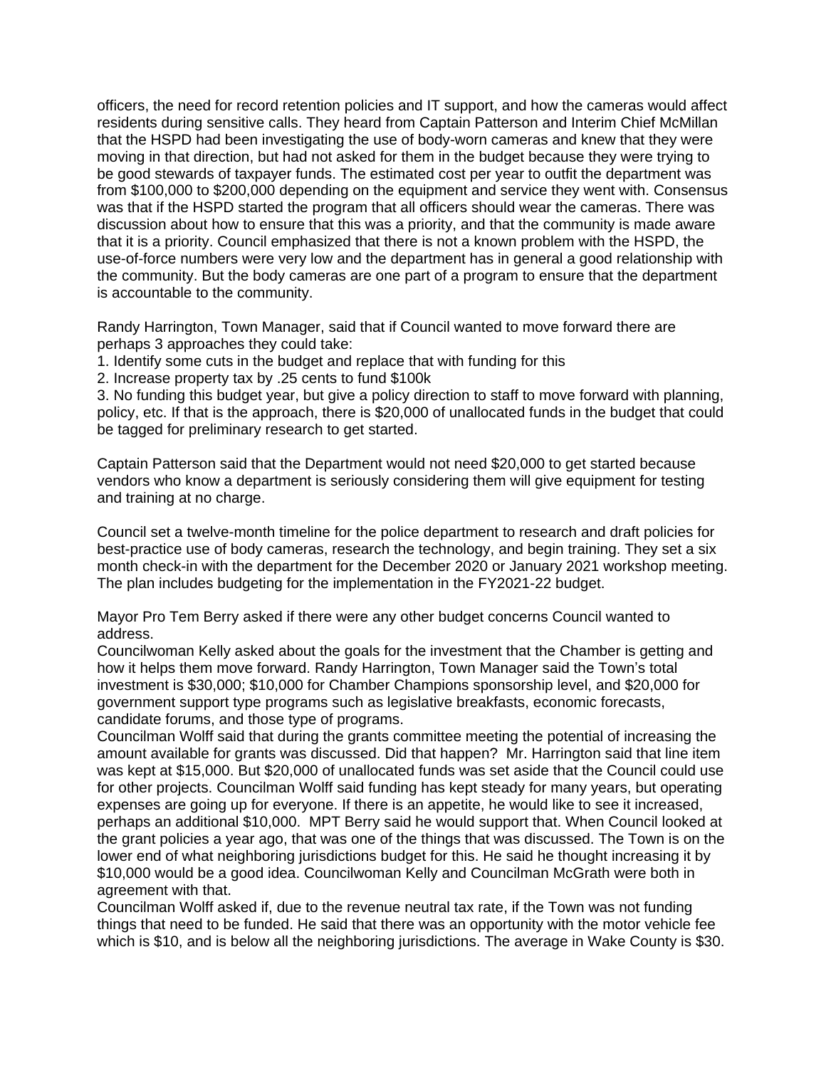officers, the need for record retention policies and IT support, and how the cameras would affect residents during sensitive calls. They heard from Captain Patterson and Interim Chief McMillan that the HSPD had been investigating the use of body-worn cameras and knew that they were moving in that direction, but had not asked for them in the budget because they were trying to be good stewards of taxpayer funds. The estimated cost per year to outfit the department was from $100,000 to $200,000 depending on the equipment and service they went with. Consensus was that if the HSPD started the program that all officers should wear the cameras. There was discussion about how to ensure that this was a priority, and that the community is made aware that it is a priority. Council emphasized that there is not a known problem with the HSPD, the use-of-force numbers were very low and the department has in general a good relationship with the community. But the body cameras are one part of a program to ensure that the department is accountable to the community.

Randy Harrington, Town Manager, said that if Council wanted to move forward there are perhaps 3 approaches they could take:

1. Identify some cuts in the budget and replace that with funding for this
2. Increase property tax by .25 cents to fund $100k
3. No funding this budget year, but give a policy direction to staff to move forward with planning, policy, etc. If that is the approach, there is $20,000 of unallocated funds in the budget that could be tagged for preliminary research to get started.

Captain Patterson said that the Department would not need $20,000 to get started because vendors who know a department is seriously considering them will give equipment for testing and training at no charge.

Council set a twelve-month timeline for the police department to research and draft policies for best-practice use of body cameras, research the technology, and begin training. They set a six month check-in with the department for the December 2020 or January 2021 workshop meeting. The plan includes budgeting for the implementation in the FY2021-22 budget.

Mayor Pro Tem Berry asked if there were any other budget concerns Council wanted to address.

Councilwoman Kelly asked about the goals for the investment that the Chamber is getting and how it helps them move forward. Randy Harrington, Town Manager said the Town's total investment is $30,000; $10,000 for Chamber Champions sponsorship level, and $20,000 for government support type programs such as legislative breakfasts, economic forecasts, candidate forums, and those type of programs.

Councilman Wolff said that during the grants committee meeting the potential of increasing the amount available for grants was discussed. Did that happen? Mr. Harrington said that line item was kept at $15,000. But $20,000 of unallocated funds was set aside that the Council could use for other projects. Councilman Wolff said funding has kept steady for many years, but operating expenses are going up for everyone. If there is an appetite, he would like to see it increased, perhaps an additional $10,000. MPT Berry said he would support that. When Council looked at the grant policies a year ago, that was one of the things that was discussed. The Town is on the lower end of what neighboring jurisdictions budget for this. He said he thought increasing it by $10,000 would be a good idea. Councilwoman Kelly and Councilman McGrath were both in agreement with that.

Councilman Wolff asked if, due to the revenue neutral tax rate, if the Town was not funding things that need to be funded. He said that there was an opportunity with the motor vehicle fee which is $10, and is below all the neighboring jurisdictions. The average in Wake County is $30.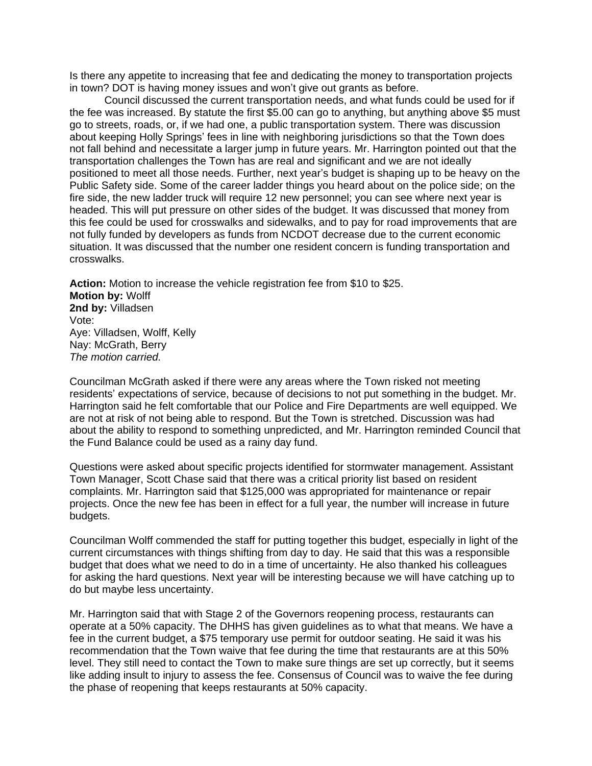Is there any appetite to increasing that fee and dedicating the money to transportation projects in town? DOT is having money issues and won't give out grants as before.

Council discussed the current transportation needs, and what funds could be used for if the fee was increased. By statute the first $5.00 can go to anything, but anything above $5 must go to streets, roads, or, if we had one, a public transportation system. There was discussion about keeping Holly Springs' fees in line with neighboring jurisdictions so that the Town does not fall behind and necessitate a larger jump in future years. Mr. Harrington pointed out that the transportation challenges the Town has are real and significant and we are not ideally positioned to meet all those needs. Further, next year's budget is shaping up to be heavy on the Public Safety side. Some of the career ladder things you heard about on the police side; on the fire side, the new ladder truck will require 12 new personnel; you can see where next year is headed. This will put pressure on other sides of the budget. It was discussed that money from this fee could be used for crosswalks and sidewalks, and to pay for road improvements that are not fully funded by developers as funds from NCDOT decrease due to the current economic situation. It was discussed that the number one resident concern is funding transportation and crosswalks.

**Action:** Motion to increase the vehicle registration fee from $10 to $25.
**Motion by:** Wolff
**2nd by:** Villadsen
Vote:
Aye: Villadsen, Wolff, Kelly
Nay: McGrath, Berry
*The motion carried.*

Councilman McGrath asked if there were any areas where the Town risked not meeting residents' expectations of service, because of decisions to not put something in the budget. Mr. Harrington said he felt comfortable that our Police and Fire Departments are well equipped. We are not at risk of not being able to respond. But the Town is stretched. Discussion was had about the ability to respond to something unpredicted, and Mr. Harrington reminded Council that the Fund Balance could be used as a rainy day fund.

Questions were asked about specific projects identified for stormwater management. Assistant Town Manager, Scott Chase said that there was a critical priority list based on resident complaints. Mr. Harrington said that $125,000 was appropriated for maintenance or repair projects. Once the new fee has been in effect for a full year, the number will increase in future budgets.

Councilman Wolff commended the staff for putting together this budget, especially in light of the current circumstances with things shifting from day to day. He said that this was a responsible budget that does what we need to do in a time of uncertainty. He also thanked his colleagues for asking the hard questions. Next year will be interesting because we will have catching up to do but maybe less uncertainty.

Mr. Harrington said that with Stage 2 of the Governors reopening process, restaurants can operate at a 50% capacity. The DHHS has given guidelines as to what that means. We have a fee in the current budget, a $75 temporary use permit for outdoor seating. He said it was his recommendation that the Town waive that fee during the time that restaurants are at this 50% level. They still need to contact the Town to make sure things are set up correctly, but it seems like adding insult to injury to assess the fee. Consensus of Council was to waive the fee during the phase of reopening that keeps restaurants at 50% capacity.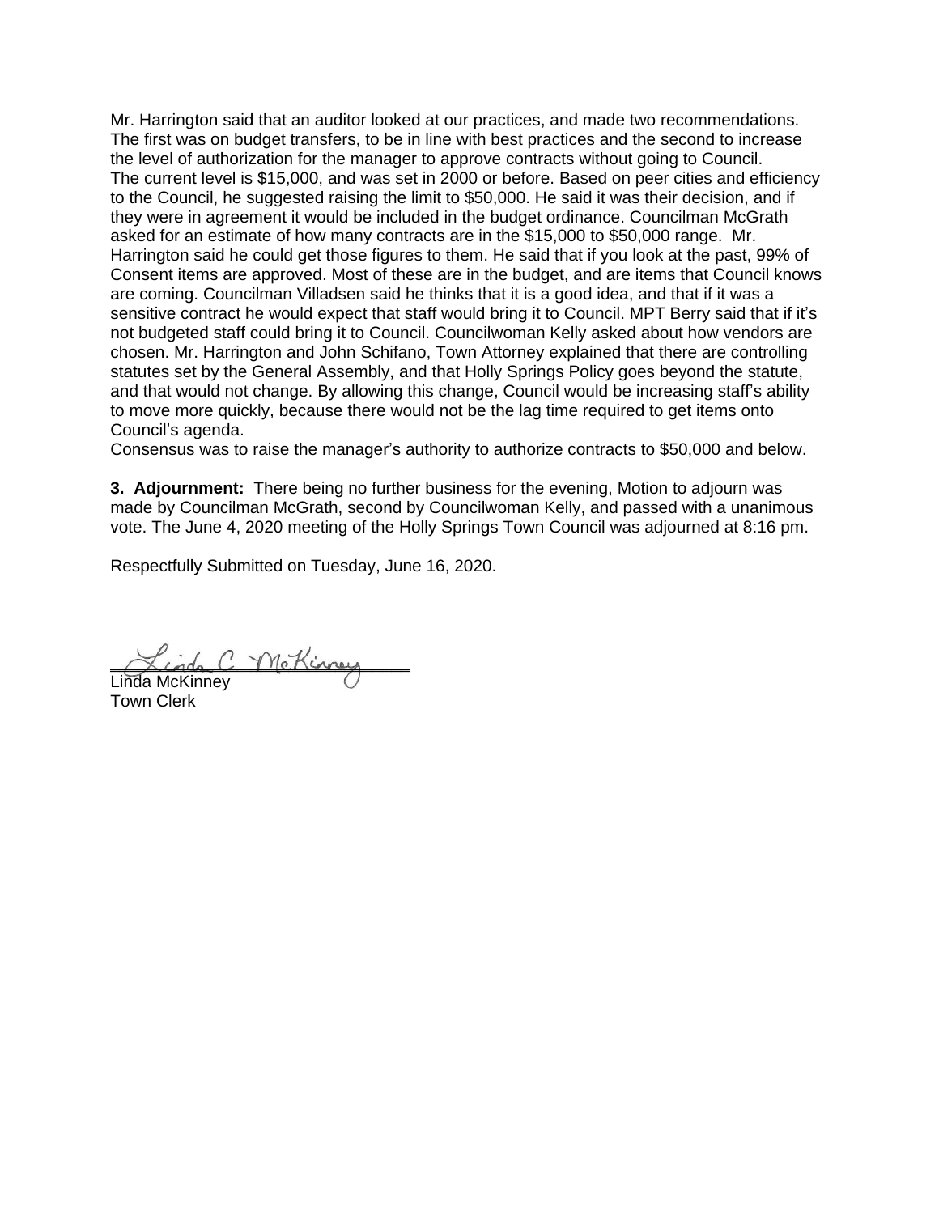Mr. Harrington said that an auditor looked at our practices, and made two recommendations. The first was on budget transfers, to be in line with best practices and the second to increase the level of authorization for the manager to approve contracts without going to Council. The current level is $15,000, and was set in 2000 or before. Based on peer cities and efficiency to the Council, he suggested raising the limit to $50,000. He said it was their decision, and if they were in agreement it would be included in the budget ordinance. Councilman McGrath asked for an estimate of how many contracts are in the $15,000 to $50,000 range. Mr. Harrington said he could get those figures to them. He said that if you look at the past, 99% of Consent items are approved. Most of these are in the budget, and are items that Council knows are coming. Councilman Villadsen said he thinks that it is a good idea, and that if it was a sensitive contract he would expect that staff would bring it to Council. MPT Berry said that if it's not budgeted staff could bring it to Council. Councilwoman Kelly asked about how vendors are chosen. Mr. Harrington and John Schifano, Town Attorney explained that there are controlling statutes set by the General Assembly, and that Holly Springs Policy goes beyond the statute, and that would not change. By allowing this change, Council would be increasing staff's ability to move more quickly, because there would not be the lag time required to get items onto Council's agenda.
Consensus was to raise the manager's authority to authorize contracts to $50,000 and below.

**3. Adjournment:** There being no further business for the evening, Motion to adjourn was made by Councilman McGrath, second by Councilwoman Kelly, and passed with a unanimous vote. The June 4, 2020 meeting of the Holly Springs Town Council was adjourned at 8:16 pm.

Respectfully Submitted on Tuesday, June 16, 2020.

Linda C. McKinney

Linda McKinney
Town Clerk